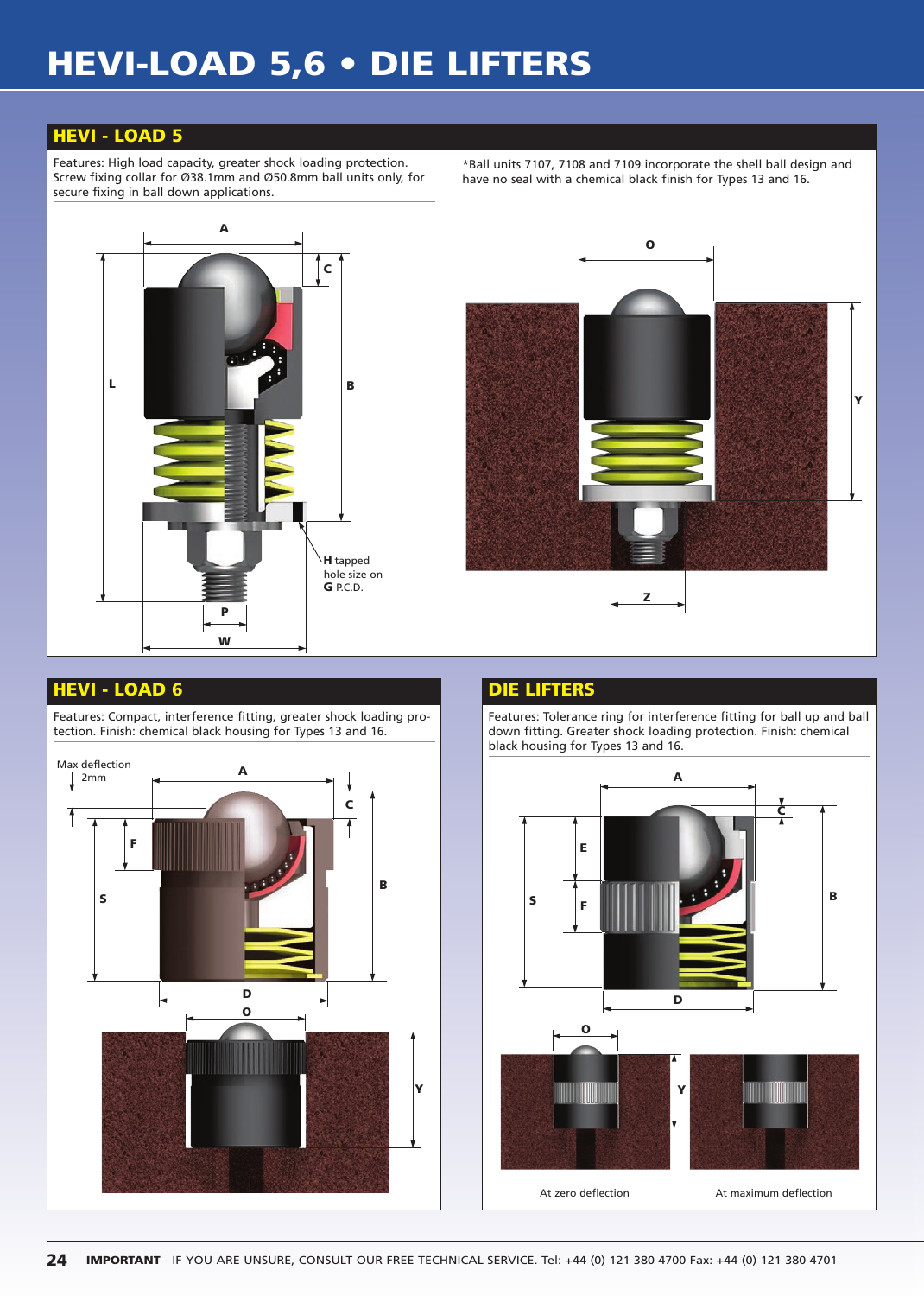# HEVI-LOAD 5,6 • DIE LIFTERS

## HEVI - LOAD 5

Features: High load capacity, greater shock loading protection. Screw fixing collar for Ø38.1mm and Ø50.8mm ball units only, for secure fixing in ball down applications.

*Ball units 7107, 7108 and 7109 incorporate the shell ball design and have no seal with a chemical black finish for Types 13 and 16.

A C B L H tapped hole size on G P.C.D. P W O Y Z

## HEVI - LOAD 6

Features: Compact, interference fitting, greater shock loading protection. Finish: chemical black housing for Types 13 and 16.

Max deflection 2mm A C F S B D O Y

## DIE LIFTERS

Features: Tolerance ring for interference fitting for ball up and ball down fitting. Greater shock loading protection. Finish: chemical black housing for Types 13 and 16.

A C E F S B D O Y

At zero deflection

At maximum deflection

**IMPORTANT** - IF YOU ARE UNSURE, CONSULT OUR FREE TECHNICAL SERVICE. Tel: +44 (0) 121 380 4700 Fax: +44 (0) 121 380 4701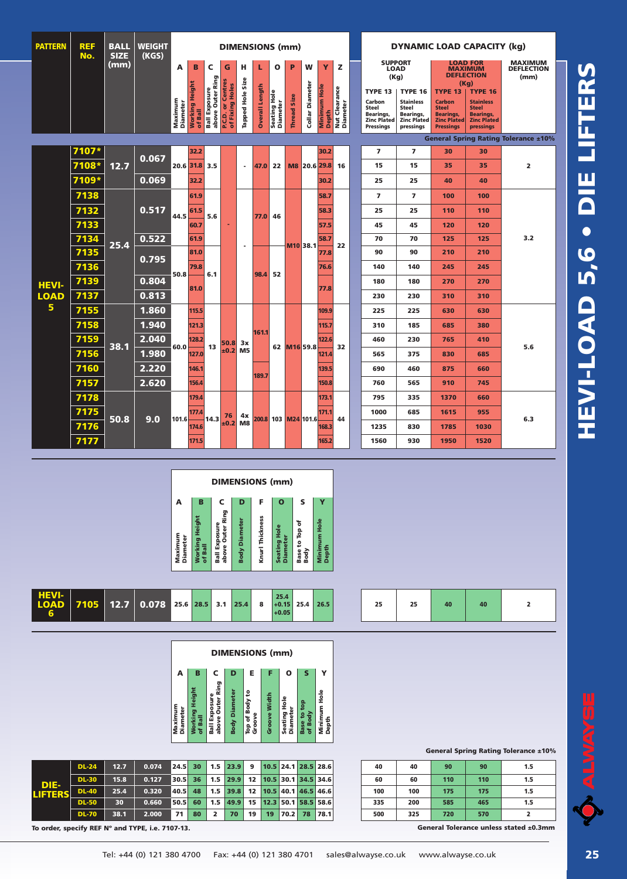# HEVI-LOAD 5,6 • DIE LIFTERS

| PATTERN | REF No. | BALL SIZE (mm) | WEIGHT (KGS) | A Maximum Diameter | B Working Height of Ball | C Ball Exposure above Outer Ring | G P.C.D. or Centres of Fixing Holes | H Tapped Hole Size | L Overall Length | O Seating Hole Diameter | P Thread Size | W Collar Diameter | Y Minimum Hole Depth | Z Nut Clearance Diameter | Support Load (Kg) TYPE 13 Carbon Steel Bearings, Zinc Plated Pressings | Support Load (Kg) TYPE 16 Stainless Steel Bearings, Zinc Plated pressings | Load for Maximum Deflection (Kg) TYPE 13 Carbon Steel Bearings, Zinc Plated Pressings | Load for Maximum Deflection (Kg) TYPE 16 Stainless Steel Bearings, Zinc Plated pressings | Maximum Deflection (mm) |
|---|---|---|---|---|---|---|---|---|---|---|---|---|---|---|---|---|---|---|---|
| HEVI-LOAD 5 | 7107* | 12.7 | 0.067 | 20.6 | 32.2 | 3.5 | | - | 47.0 | 22 | M8 | 20.6 | 30.2 | 16 | 7 | 7 | 30 | 30 | 2 |
| | 7108* | | | | 31.8 | | | | | | | | 29.8 | | 15 | 15 | 35 | 35 | |
| | 7109* | | 0.069 | | 32.2 | | | | | | | | 30.2 | | 25 | 25 | 40 | 40 | |
| | 7138 | 25.4 | 0.517 | 44.5 | 61.9 | 5.6 | - | - | 77.0 | 46 | M10 | 38.1 | 58.7 | 22 | 7 | 7 | 100 | 100 | 3.2 |
| | 7132 | | | | 61.5 | | | | | | | | 58.3 | | 25 | 25 | 110 | 110 | |
| | 7133 | | | | 60.7 | | | | | | | | 57.5 | | 45 | 45 | 120 | 120 | |
| | 7134 | | 0.522 | | 61.9 | | | | | | | | 58.7 | | 70 | 70 | 125 | 125 | |
| | 7135 | | 0.795 | 50.8 | 81.0 | 6.1 | | | 98.4 | 52 | | | 77.8 | | 90 | 90 | 210 | 210 | |
| | 7136 | | | | 79.8 | | | | | | | | 76.6 | | 140 | 140 | 245 | 245 | |
| | 7139 | | 0.804 | | 81.0 | | | | | | | | 77.8 | | 180 | 180 | 270 | 270 | |
| | 7137 | | 0.813 | | | | | | | | | | | | 230 | 230 | 310 | 310 | |
| | 7155 | 38.1 | 1.860 | 60.0 | 115.5 | 13 | 50.8 ±0.2 | 3x M5 | 161.1 | 62 | M16 | 59.8 | 109.9 | 32 | 225 | 225 | 630 | 630 | 5.6 |
| | 7158 | | 1.940 | | 121.3 | | | | | | | | 115.7 | | 310 | 185 | 685 | 380 | |
| | 7159 | | 2.040 | | 128.2 | | | | | | | | 122.6 | | 460 | 230 | 765 | 410 | |
| | 7156 | | 1.980 | | 127.0 | | | | | | | | 121.4 | | 565 | 375 | 830 | 685 | |
| | 7160 | | 2.220 | | 146.1 | | | | 189.7 | | | | 139.5 | | 690 | 460 | 875 | 660 | |
| | 7157 | | 2.620 | | 156.4 | | | | | | | | 150.8 | | 760 | 565 | 910 | 745 | |
| | 7178 | 50.8 | 9.0 | 101.6 | 179.4 | 14.3 | 76 ±0.2 | 4x M8 | 200.8 | 103 | M24 | 101.6 | 173.1 | 44 | 795 | 335 | 1370 | 660 | 6.3 |
| | 7175 | | | | 177.4 | | | | | | | | 171.1 | | 1000 | 685 | 1615 | 955 | |
| | 7176 | | | | 174.6 | | | | | | | | 168.3 | | 1235 | 830 | 1785 | 1030 | |
| | 7177 | | | | 171.5 | | | | | | | | 165.2 | | 1560 | 930 | 1950 | 1520 | |

General Spring Rating Tolerance ±10%

| PATTERN | REF No. | BALL SIZE (mm) | WEIGHT (KGS) | A Maximum Diameter | B Working Height of Ball | C Ball Exposure above Outer Ring | D Body Diameter | F Knurl Thickness | O Seating Hole Diameter | S Base to Top of Body | Y Minimum Hole Depth | Support Load TYPE 13 | Support Load TYPE 16 | Load for Max. Deflection TYPE 13 | Load for Max. Deflection TYPE 16 | Maximum Deflection (mm) |
|---|---|---|---|---|---|---|---|---|---|---|---|---|---|---|---|---|
| HEVI-LOAD 6 | 7105 | 12.7 | 0.078 | 25.6 | 28.5 | 3.1 | 25.4 | 8 | 25.4 +0.15 +0.05 | 25.4 | 26.5 | 25 | 25 | 40 | 40 | 2 |

| PATTERN | REF No. | BALL SIZE (mm) | WEIGHT (KGS) | A Maximum Diameter | B Working Height of Ball | C Ball Exposure above Outer Ring | D Body Diameter | E Top of Body to Groove | F Groove Width | O Seating Hole Diameter | S Base to top of Body | Y Minimum Hole Depth | Support Load TYPE 13 | Support Load TYPE 16 | Load for Max. Deflection TYPE 13 | Load for Max. Deflection TYPE 16 | Maximum Deflection (mm) |
|---|---|---|---|---|---|---|---|---|---|---|---|---|---|---|---|---|---|
| DIE-LIFTERS | DL-24 | 12.7 | 0.074 | 24.5 | 30 | 1.5 | 23.9 | 9 | 10.5 | 24.1 | 28.5 | 28.6 | 40 | 40 | 90 | 90 | 1.5 |
| | DL-30 | 15.8 | 0.127 | 30.5 | 36 | 1.5 | 29.9 | 12 | 10.5 | 30.1 | 34.5 | 34.6 | 60 | 60 | 110 | 110 | 1.5 |
| | DL-40 | 25.4 | 0.320 | 40.5 | 48 | 1.5 | 39.8 | 12 | 10.5 | 40.1 | 46.5 | 46.6 | 100 | 100 | 175 | 175 | 1.5 |
| | DL-50 | 30 | 0.660 | 50.5 | 60 | 1.5 | 49.9 | 15 | 12.3 | 50.1 | 58.5 | 58.6 | 335 | 200 | 585 | 465 | 1.5 |
| | DL-70 | 38.1 | 2.000 | 71 | 80 | 2 | 70 | 19 | 19 | 70.2 | 78 | 78.1 | 500 | 325 | 720 | 570 | 2 |

General Spring Rating Tolerance ±10%

To order, specify REF N° and TYPE, i.e. 7107-13.

General Tolerance unless stated ±0.3mm

Tel: +44 (0) 121 380 4700  Fax: +44 (0) 121 380 4701  sales@alwayse.co.uk  www.alwayse.co.uk